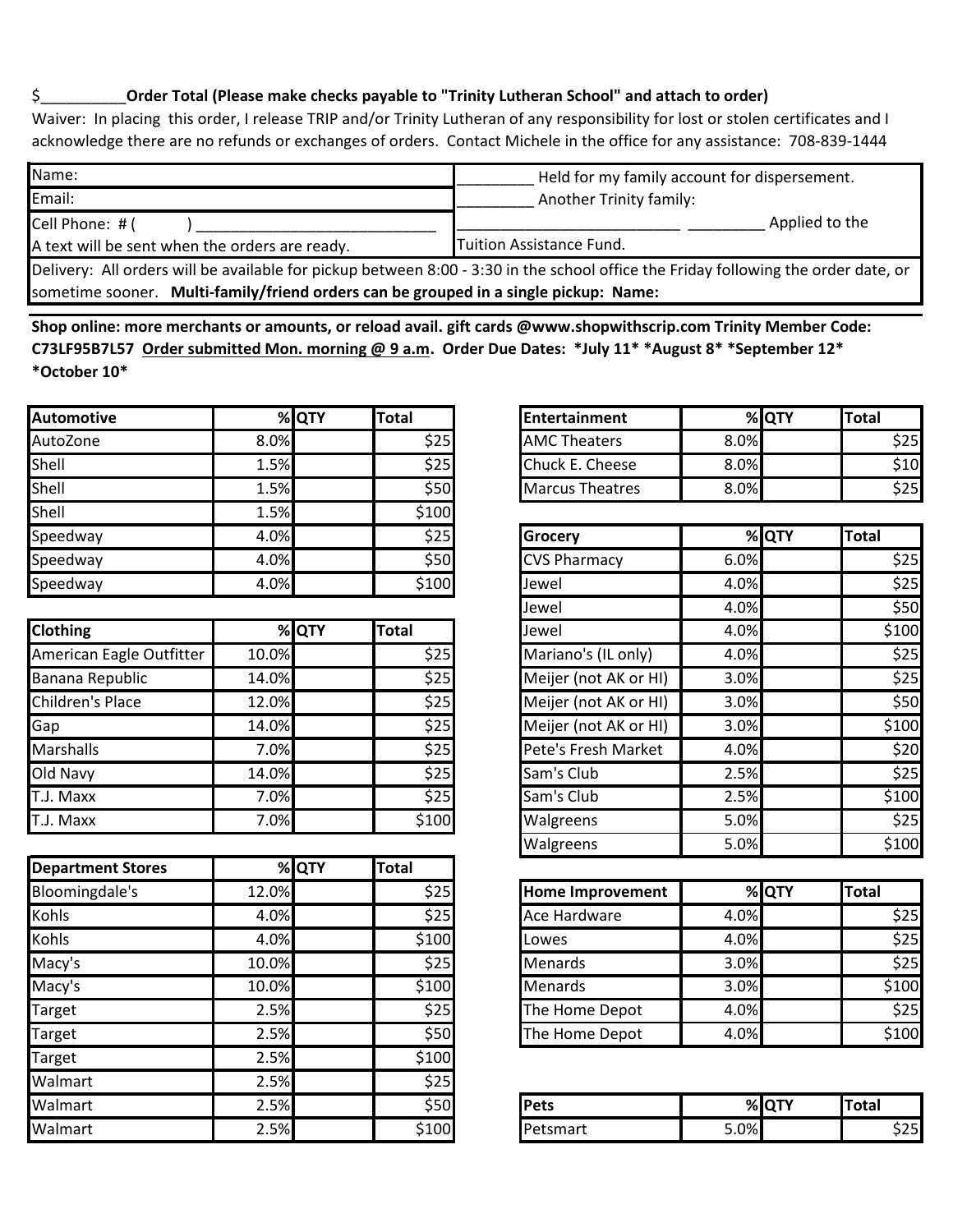$__________**Order Total (Please make checks payable to "Trinity Lutheran School" and attach to order)**

Waiver: In placing this order, I release TRIP and/or Trinity Lutheran of any responsibility for lost or stolen certificates and I acknowledge there are no refunds or exchanges of orders. Contact Michele in the office for any assistance: 708-839-1444

| | |
|---|---|
| Name: | _________ Held for my family account for dispersement. |
| Email: | _________ Another Trinity family: |
| Cell Phone: # ( ) ____________________________ | ___________________________ _________ Applied to the |
| A text will be sent when the orders are ready. | Tuition Assistance Fund. |

Delivery: All orders will be available for pickup between 8:00 - 3:30 in the school office the Friday following the order date, or sometime sooner. **Multi-family/friend orders can be grouped in a single pickup: Name:**

**Shop online: more merchants or amounts, or reload avail. gift cards @www.shopwithscrip.com Trinity Member Code: C73LF95B7L57 Order submitted Mon. morning @ 9 a.m. Order Due Dates: *July 11* *August 8* *September 12* *October 10***

| Automotive | % | QTY | Total |
|---|---|---|---|
| AutoZone | 8.0% | | $25 |
| Shell | 1.5% | | $25 |
| Shell | 1.5% | | $50 |
| Shell | 1.5% | | $100 |
| Speedway | 4.0% | | $25 |
| Speedway | 4.0% | | $50 |
| Speedway | 4.0% | | $100 |

| Clothing | % | QTY | Total |
|---|---|---|---|
| American Eagle Outfitter | 10.0% | | $25 |
| Banana Republic | 14.0% | | $25 |
| Children's Place | 12.0% | | $25 |
| Gap | 14.0% | | $25 |
| Marshalls | 7.0% | | $25 |
| Old Navy | 14.0% | | $25 |
| T.J. Maxx | 7.0% | | $25 |
| T.J. Maxx | 7.0% | | $100 |

| Department Stores | % | QTY | Total |
|---|---|---|---|
| Bloomingdale's | 12.0% | | $25 |
| Kohls | 4.0% | | $25 |
| Kohls | 4.0% | | $100 |
| Macy's | 10.0% | | $25 |
| Macy's | 10.0% | | $100 |
| Target | 2.5% | | $25 |
| Target | 2.5% | | $50 |
| Target | 2.5% | | $100 |
| Walmart | 2.5% | | $25 |
| Walmart | 2.5% | | $50 |
| Walmart | 2.5% | | $100 |

| Entertainment | % | QTY | Total |
|---|---|---|---|
| AMC Theaters | 8.0% | | $25 |
| Chuck E. Cheese | 8.0% | | $10 |
| Marcus Theatres | 8.0% | | $25 |

| Grocery | % | QTY | Total |
|---|---|---|---|
| CVS Pharmacy | 6.0% | | $25 |
| Jewel | 4.0% | | $25 |
| Jewel | 4.0% | | $50 |
| Jewel | 4.0% | | $100 |
| Mariano's (IL only) | 4.0% | | $25 |
| Meijer (not AK or HI) | 3.0% | | $25 |
| Meijer (not AK or HI) | 3.0% | | $50 |
| Meijer (not AK or HI) | 3.0% | | $100 |
| Pete's Fresh Market | 4.0% | | $20 |
| Sam's Club | 2.5% | | $25 |
| Sam's Club | 2.5% | | $100 |
| Walgreens | 5.0% | | $25 |
| Walgreens | 5.0% | | $100 |

| Home Improvement | % | QTY | Total |
|---|---|---|---|
| Ace Hardware | 4.0% | | $25 |
| Lowes | 4.0% | | $25 |
| Menards | 3.0% | | $25 |
| Menards | 3.0% | | $100 |
| The Home Depot | 4.0% | | $25 |
| The Home Depot | 4.0% | | $100 |

| Pets | % | QTY | Total |
|---|---|---|---|
| Petsmart | 5.0% | | $25 |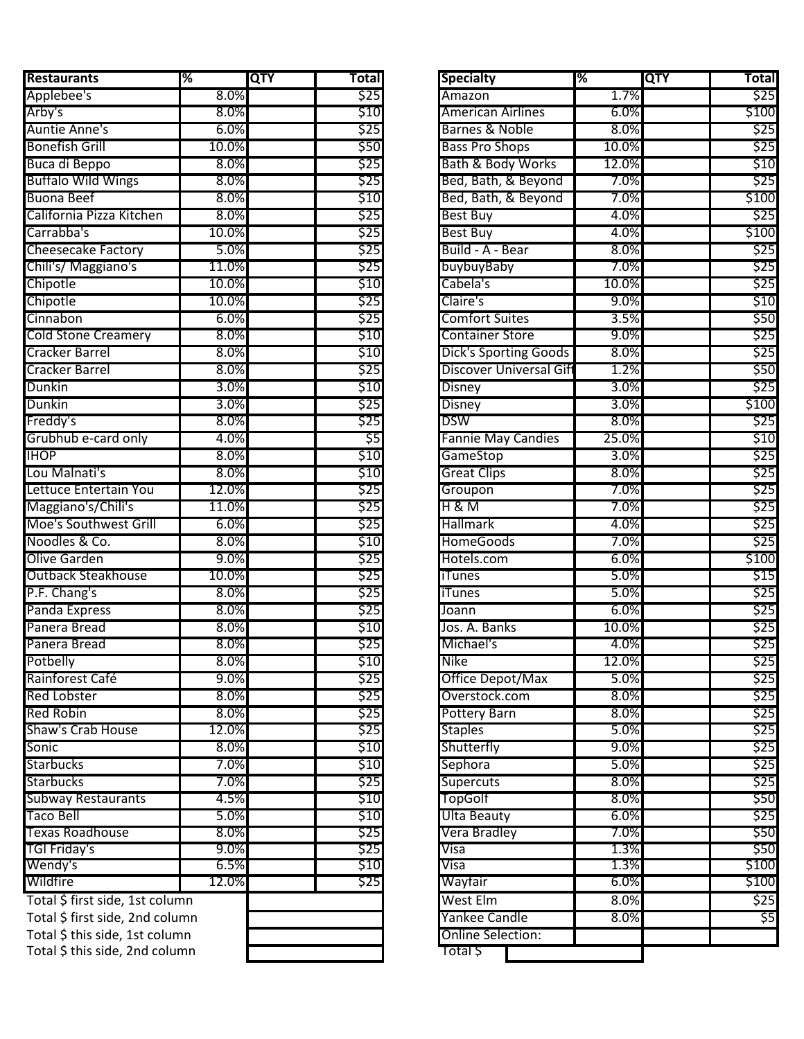| Restaurants | % | QTY | Total |
|---|---|---|---|
| Applebee's | 8.0% | | $25 |
| Arby's | 8.0% | | $10 |
| Auntie Anne's | 6.0% | | $25 |
| Bonefish Grill | 10.0% | | $50 |
| Buca di Beppo | 8.0% | | $25 |
| Buffalo Wild Wings | 8.0% | | $25 |
| Buona Beef | 8.0% | | $10 |
| California Pizza Kitchen | 8.0% | | $25 |
| Carrabba's | 10.0% | | $25 |
| Cheesecake Factory | 5.0% | | $25 |
| Chili's/ Maggiano's | 11.0% | | $25 |
| Chipotle | 10.0% | | $10 |
| Chipotle | 10.0% | | $25 |
| Cinnabon | 6.0% | | $25 |
| Cold Stone Creamery | 8.0% | | $10 |
| Cracker Barrel | 8.0% | | $10 |
| Cracker Barrel | 8.0% | | $25 |
| Dunkin | 3.0% | | $10 |
| Dunkin | 3.0% | | $25 |
| Freddy's | 8.0% | | $25 |
| Grubhub e-card only | 4.0% | | $5 |
| IHOP | 8.0% | | $10 |
| Lou Malnati's | 8.0% | | $10 |
| Lettuce Entertain You | 12.0% | | $25 |
| Maggiano's/Chili's | 11.0% | | $25 |
| Moe's Southwest Grill | 6.0% | | $25 |
| Noodles & Co. | 8.0% | | $10 |
| Olive Garden | 9.0% | | $25 |
| Outback Steakhouse | 10.0% | | $25 |
| P.F. Chang's | 8.0% | | $25 |
| Panda Express | 8.0% | | $25 |
| Panera Bread | 8.0% | | $10 |
| Panera Bread | 8.0% | | $25 |
| Potbelly | 8.0% | | $10 |
| Rainforest Café | 9.0% | | $25 |
| Red Lobster | 8.0% | | $25 |
| Red Robin | 8.0% | | $25 |
| Shaw's Crab House | 12.0% | | $25 |
| Sonic | 8.0% | | $10 |
| Starbucks | 7.0% | | $10 |
| Starbucks | 7.0% | | $25 |
| Subway Restaurants | 4.5% | | $10 |
| Taco Bell | 5.0% | | $10 |
| Texas Roadhouse | 8.0% | | $25 |
| TGI Friday's | 9.0% | | $25 |
| Wendy's | 6.5% | | $10 |
| Wildfire | 12.0% | | $25 |

| | |
|---|---|
| Total $ first side, 1st column | |
| Total $ first side, 2nd column | |
| Total $ this side, 1st column | |
| Total $ this side, 2nd column | |

| Specialty | % | QTY | Total |
|---|---|---|---|
| Amazon | 1.7% | | $25 |
| American Airlines | 6.0% | | $100 |
| Barnes & Noble | 8.0% | | $25 |
| Bass Pro Shops | 10.0% | | $25 |
| Bath & Body Works | 12.0% | | $10 |
| Bed, Bath, & Beyond | 7.0% | | $25 |
| Bed, Bath, & Beyond | 7.0% | | $100 |
| Best Buy | 4.0% | | $25 |
| Best Buy | 4.0% | | $100 |
| Build - A - Bear | 8.0% | | $25 |
| buybuyBaby | 7.0% | | $25 |
| Cabela's | 10.0% | | $25 |
| Claire's | 9.0% | | $10 |
| Comfort Suites | 3.5% | | $50 |
| Container Store | 9.0% | | $25 |
| Dick's Sporting Goods | 8.0% | | $25 |
| Discover Universal Gift | 1.2% | | $50 |
| Disney | 3.0% | | $25 |
| Disney | 3.0% | | $100 |
| DSW | 8.0% | | $25 |
| Fannie May Candies | 25.0% | | $10 |
| GameStop | 3.0% | | $25 |
| Great Clips | 8.0% | | $25 |
| Groupon | 7.0% | | $25 |
| H & M | 7.0% | | $25 |
| Hallmark | 4.0% | | $25 |
| HomeGoods | 7.0% | | $25 |
| Hotels.com | 6.0% | | $100 |
| iTunes | 5.0% | | $15 |
| iTunes | 5.0% | | $25 |
| Joann | 6.0% | | $25 |
| Jos. A. Banks | 10.0% | | $25 |
| Michael's | 4.0% | | $25 |
| Nike | 12.0% | | $25 |
| Office Depot/Max | 5.0% | | $25 |
| Overstock.com | 8.0% | | $25 |
| Pottery Barn | 8.0% | | $25 |
| Staples | 5.0% | | $25 |
| Shutterfly | 9.0% | | $25 |
| Sephora | 5.0% | | $25 |
| Supercuts | 8.0% | | $25 |
| TopGolf | 8.0% | | $50 |
| Ulta Beauty | 6.0% | | $25 |
| Vera Bradley | 7.0% | | $50 |
| Visa | 1.3% | | $50 |
| Visa | 1.3% | | $100 |
| Wayfair | 6.0% | | $100 |
| West Elm | 8.0% | | $25 |
| Yankee Candle | 8.0% | | $5 |
| Online Selection: | | | |

Total $